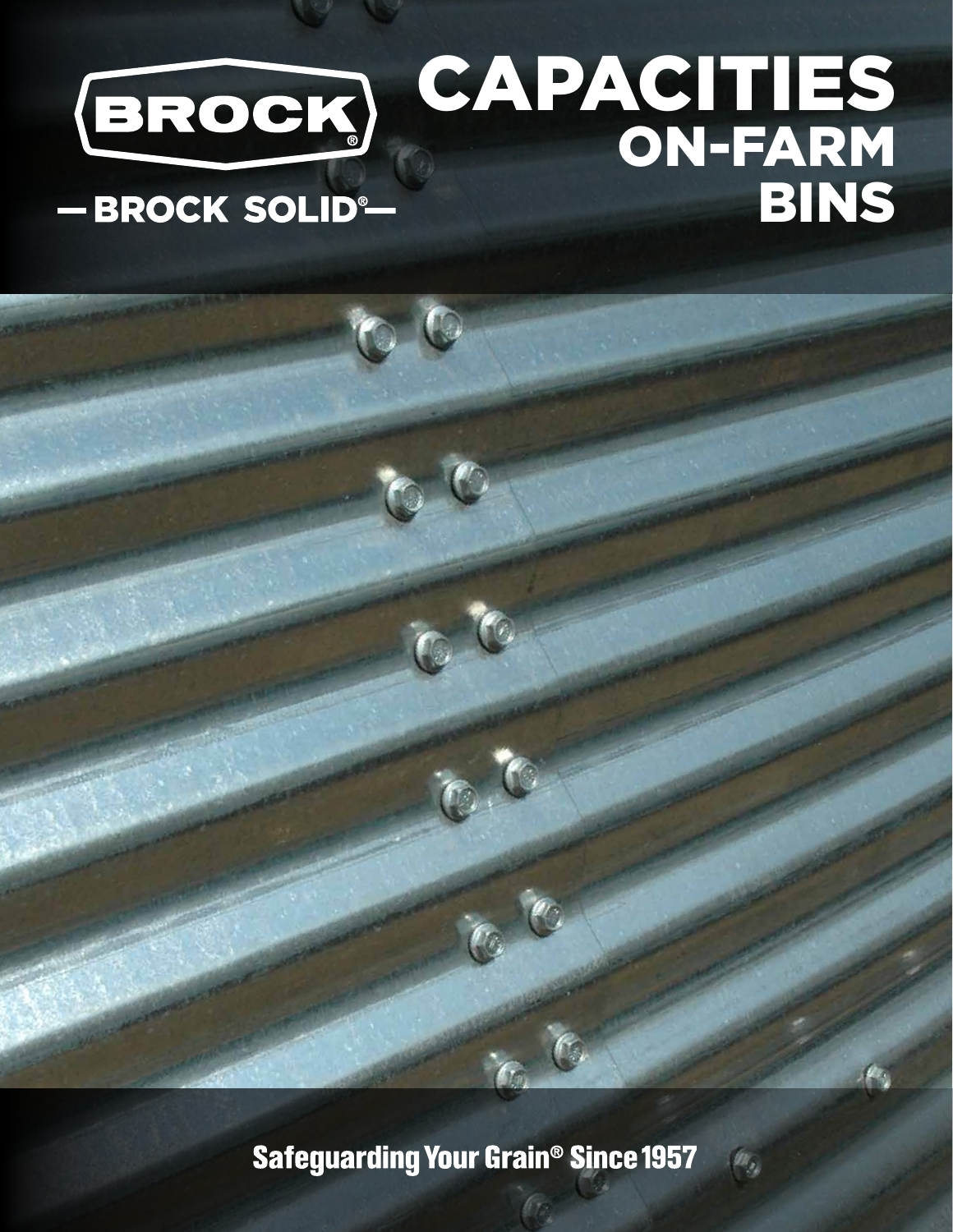BROCK®

— BROCK SOLID® —

# CAPACITIES
## ON-FARM BINS

**Safeguarding Your Grain® Since 1957**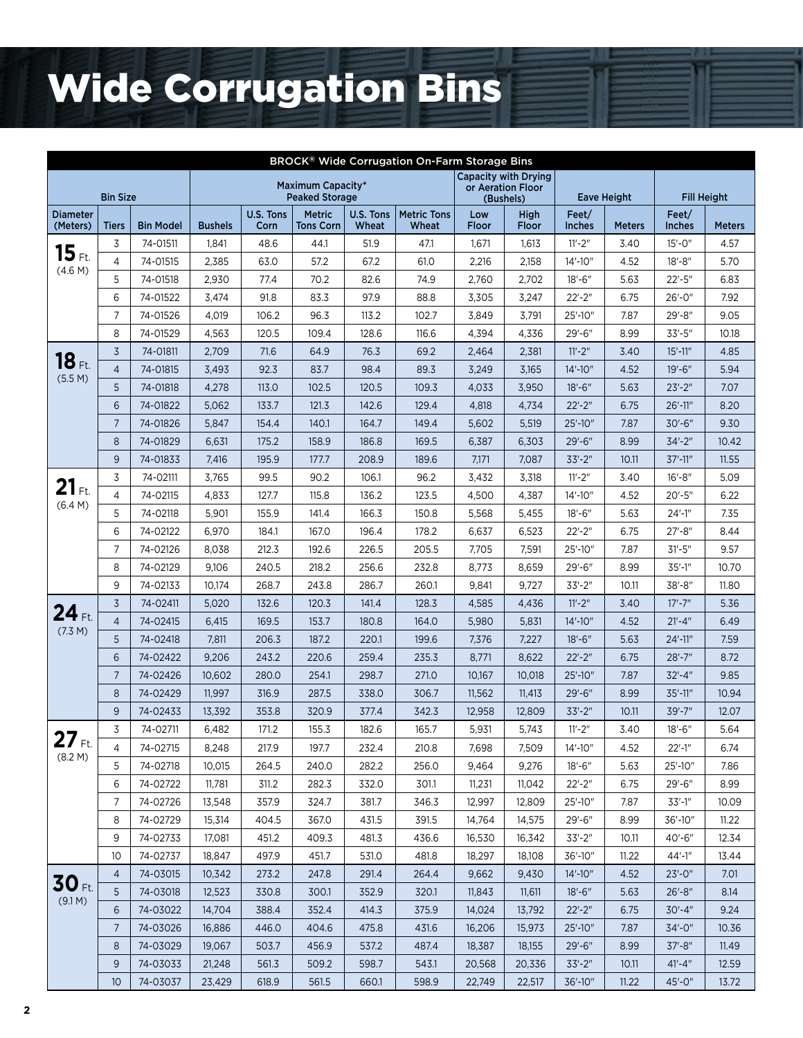# Wide Corrugation Bins

| BROCK® Wide Corrugation On-Farm Storage Bins | | | | | | | | | | | | | | |
|---|---|---|---|---|---|---|---|---|---|---|---|---|---|---|
| Bin Size | | | Maximum Capacity* Peaked Storage | | | | | Capacity with Drying or Aeration Floor (Bushels) | | Eave Height | | Fill Height | | |
| Diameter (Meters) | Tiers | Bin Model | Bushels | U.S. Tons Corn | Metric Tons Corn | U.S. Tons Wheat | Metric Tons Wheat | Low Floor | High Floor | Feet/ Inches | Meters | Feet/ Inches | Meters |
| **15** Ft. (4.6 M) | 3 | 74-01511 | 1,841 | 48.6 | 44.1 | 51.9 | 47.1 | 1,671 | 1,613 | 11'-2" | 3.40 | 15'-0" | 4.57 |
| | 4 | 74-01515 | 2,385 | 63.0 | 57.2 | 67.2 | 61.0 | 2,216 | 2,158 | 14'-10" | 4.52 | 18'-8" | 5.70 |
| | 5 | 74-01518 | 2,930 | 77.4 | 70.2 | 82.6 | 74.9 | 2,760 | 2,702 | 18'-6" | 5.63 | 22'-5" | 6.83 |
| | 6 | 74-01522 | 3,474 | 91.8 | 83.3 | 97.9 | 88.8 | 3,305 | 3,247 | 22'-2" | 6.75 | 26'-0" | 7.92 |
| | 7 | 74-01526 | 4,019 | 106.2 | 96.3 | 113.2 | 102.7 | 3,849 | 3,791 | 25'-10" | 7.87 | 29'-8" | 9.05 |
| | 8 | 74-01529 | 4,563 | 120.5 | 109.4 | 128.6 | 116.6 | 4,394 | 4,336 | 29'-6" | 8.99 | 33'-5" | 10.18 |
| **18** Ft. (5.5 M) | 3 | 74-01811 | 2,709 | 71.6 | 64.9 | 76.3 | 69.2 | 2,464 | 2,381 | 11'-2" | 3.40 | 15'-11" | 4.85 |
| | 4 | 74-01815 | 3,493 | 92.3 | 83.7 | 98.4 | 89.3 | 3,249 | 3,165 | 14'-10" | 4.52 | 19'-6" | 5.94 |
| | 5 | 74-01818 | 4,278 | 113.0 | 102.5 | 120.5 | 109.3 | 4,033 | 3,950 | 18'-6" | 5.63 | 23'-2" | 7.07 |
| | 6 | 74-01822 | 5,062 | 133.7 | 121.3 | 142.6 | 129.4 | 4,818 | 4,734 | 22'-2" | 6.75 | 26'-11" | 8.20 |
| | 7 | 74-01826 | 5,847 | 154.4 | 140.1 | 164.7 | 149.4 | 5,602 | 5,519 | 25'-10" | 7.87 | 30'-6" | 9.30 |
| | 8 | 74-01829 | 6,631 | 175.2 | 158.9 | 186.8 | 169.5 | 6,387 | 6,303 | 29'-6" | 8.99 | 34'-2" | 10.42 |
| | 9 | 74-01833 | 7,416 | 195.9 | 177.7 | 208.9 | 189.6 | 7,171 | 7,087 | 33'-2" | 10.11 | 37'-11" | 11.55 |
| **21** Ft. (6.4 M) | 3 | 74-02111 | 3,765 | 99.5 | 90.2 | 106.1 | 96.2 | 3,432 | 3,318 | 11'-2" | 3.40 | 16'-8" | 5.09 |
| | 4 | 74-02115 | 4,833 | 127.7 | 115.8 | 136.2 | 123.5 | 4,500 | 4,387 | 14'-10" | 4.52 | 20'-5" | 6.22 |
| | 5 | 74-02118 | 5,901 | 155.9 | 141.4 | 166.3 | 150.8 | 5,568 | 5,455 | 18'-6" | 5.63 | 24'-1" | 7.35 |
| | 6 | 74-02122 | 6,970 | 184.1 | 167.0 | 196.4 | 178.2 | 6,637 | 6,523 | 22'-2" | 6.75 | 27'-8" | 8.44 |
| | 7 | 74-02126 | 8,038 | 212.3 | 192.6 | 226.5 | 205.5 | 7,705 | 7,591 | 25'-10" | 7.87 | 31'-5" | 9.57 |
| | 8 | 74-02129 | 9,106 | 240.5 | 218.2 | 256.6 | 232.8 | 8,773 | 8,659 | 29'-6" | 8.99 | 35'-1" | 10.70 |
| | 9 | 74-02133 | 10,174 | 268.7 | 243.8 | 286.7 | 260.1 | 9,841 | 9,727 | 33'-2" | 10.11 | 38'-8" | 11.80 |
| **24** Ft. (7.3 M) | 3 | 74-02411 | 5,020 | 132.6 | 120.3 | 141.4 | 128.3 | 4,585 | 4,436 | 11'-2" | 3.40 | 17'-7" | 5.36 |
| | 4 | 74-02415 | 6,415 | 169.5 | 153.7 | 180.8 | 164.0 | 5,980 | 5,831 | 14'-10" | 4.52 | 21'-4" | 6.49 |
| | 5 | 74-02418 | 7,811 | 206.3 | 187.2 | 220.1 | 199.6 | 7,376 | 7,227 | 18'-6" | 5.63 | 24'-11" | 7.59 |
| | 6 | 74-02422 | 9,206 | 243.2 | 220.6 | 259.4 | 235.3 | 8,771 | 8,622 | 22'-2" | 6.75 | 28'-7" | 8.72 |
| | 7 | 74-02426 | 10,602 | 280.0 | 254.1 | 298.7 | 271.0 | 10,167 | 10,018 | 25'-10" | 7.87 | 32'-4" | 9.85 |
| | 8 | 74-02429 | 11,997 | 316.9 | 287.5 | 338.0 | 306.7 | 11,562 | 11,413 | 29'-6" | 8.99 | 35'-11" | 10.94 |
| | 9 | 74-02433 | 13,392 | 353.8 | 320.9 | 377.4 | 342.3 | 12,958 | 12,809 | 33'-2" | 10.11 | 39'-7" | 12.07 |
| **27** Ft. (8.2 M) | 3 | 74-02711 | 6,482 | 171.2 | 155.3 | 182.6 | 165.7 | 5,931 | 5,743 | 11'-2" | 3.40 | 18'-6" | 5.64 |
| | 4 | 74-02715 | 8,248 | 217.9 | 197.7 | 232.4 | 210.8 | 7,698 | 7,509 | 14'-10" | 4.52 | 22'-1" | 6.74 |
| | 5 | 74-02718 | 10,015 | 264.5 | 240.0 | 282.2 | 256.0 | 9,464 | 9,276 | 18'-6" | 5.63 | 25'-10" | 7.86 |
| | 6 | 74-02722 | 11,781 | 311.2 | 282.3 | 332.0 | 301.1 | 11,231 | 11,042 | 22'-2" | 6.75 | 29'-6" | 8.99 |
| | 7 | 74-02726 | 13,548 | 357.9 | 324.7 | 381.7 | 346.3 | 12,997 | 12,809 | 25'-10" | 7.87 | 33'-1" | 10.09 |
| | 8 | 74-02729 | 15,314 | 404.5 | 367.0 | 431.5 | 391.5 | 14,764 | 14,575 | 29'-6" | 8.99 | 36'-10" | 11.22 |
| | 9 | 74-02733 | 17,081 | 451.2 | 409.3 | 481.3 | 436.6 | 16,530 | 16,342 | 33'-2" | 10.11 | 40'-6" | 12.34 |
| | 10 | 74-02737 | 18,847 | 497.9 | 451.7 | 531.0 | 481.8 | 18,297 | 18,108 | 36'-10" | 11.22 | 44'-1" | 13.44 |
| **30** Ft. (9.1 M) | 4 | 74-03015 | 10,342 | 273.2 | 247.8 | 291.4 | 264.4 | 9,662 | 9,430 | 14'-10" | 4.52 | 23'-0" | 7.01 |
| | 5 | 74-03018 | 12,523 | 330.8 | 300.1 | 352.9 | 320.1 | 11,843 | 11,611 | 18'-6" | 5.63 | 26'-8" | 8.14 |
| | 6 | 74-03022 | 14,704 | 388.4 | 352.4 | 414.3 | 375.9 | 14,024 | 13,792 | 22'-2" | 6.75 | 30'-4" | 9.24 |
| | 7 | 74-03026 | 16,886 | 446.0 | 404.6 | 475.8 | 431.6 | 16,206 | 15,973 | 25'-10" | 7.87 | 34'-0" | 10.36 |
| | 8 | 74-03029 | 19,067 | 503.7 | 456.9 | 537.2 | 487.4 | 18,387 | 18,155 | 29'-6" | 8.99 | 37'-8" | 11.49 |
| | 9 | 74-03033 | 21,248 | 561.3 | 509.2 | 598.7 | 543.1 | 20,568 | 20,336 | 33'-2" | 10.11 | 41'-4" | 12.59 |
| | 10 | 74-03037 | 23,429 | 618.9 | 561.5 | 660.1 | 598.9 | 22,749 | 22,517 | 36'-10" | 11.22 | 45'-0" | 13.72 |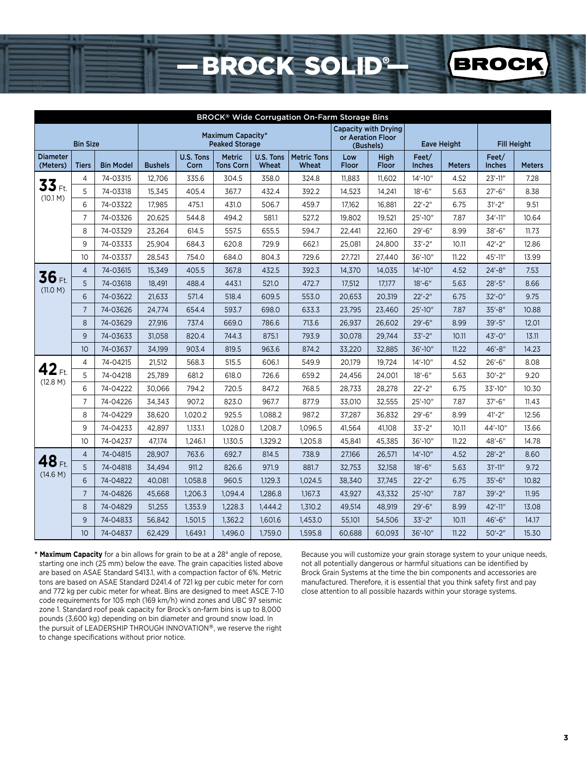# — BROCK SOLID® —

BROCK

| BROCK® Wide Corrugation On-Farm Storage Bins | | | | | | | | | | | | | | |
|---|---|---|---|---|---|---|---|---|---|---|---|---|---|---|
| Bin Size | | | Maximum Capacity* Peaked Storage | | | | | Capacity with Drying or Aeration Floor (Bushels) | | Eave Height | | Fill Height | |
| Diameter (Meters) | Tiers | Bin Model | Bushels | U.S. Tons Corn | Metric Tons Corn | U.S. Tons Wheat | Metric Tons Wheat | Low Floor | High Floor | Feet/ Inches | Meters | Feet/ Inches | Meters |
| 33 Ft. (10.1 M) | 4 | 74-03315 | 12,706 | 335.6 | 304.5 | 358.0 | 324.8 | 11,883 | 11,602 | 14′-10″ | 4.52 | 23′-11″ | 7.28 |
| | 5 | 74-03318 | 15,345 | 405.4 | 367.7 | 432.4 | 392.2 | 14,523 | 14,241 | 18′-6″ | 5.63 | 27′-6″ | 8.38 |
| | 6 | 74-03322 | 17,985 | 475.1 | 431.0 | 506.7 | 459.7 | 17,162 | 16,881 | 22′-2″ | 6.75 | 31′-2″ | 9.51 |
| | 7 | 74-03326 | 20,625 | 544.8 | 494.2 | 581.1 | 527.2 | 19,802 | 19,521 | 25′-10″ | 7.87 | 34′-11″ | 10.64 |
| | 8 | 74-03329 | 23,264 | 614.5 | 557.5 | 655.5 | 594.7 | 22,441 | 22,160 | 29′-6″ | 8.99 | 38′-6″ | 11.73 |
| | 9 | 74-03333 | 25,904 | 684.3 | 620.8 | 729.9 | 662.1 | 25,081 | 24,800 | 33′-2″ | 10.11 | 42′-2″ | 12.86 |
| | 10 | 74-03337 | 28,543 | 754.0 | 684.0 | 804.3 | 729.6 | 27,721 | 27,440 | 36′-10″ | 11.22 | 45′-11″ | 13.99 |
| 36 Ft. (11.0 M) | 4 | 74-03615 | 15,349 | 405.5 | 367.8 | 432.5 | 392.3 | 14,370 | 14,035 | 14′-10″ | 4.52 | 24′-8″ | 7.53 |
| | 5 | 74-03618 | 18,491 | 488.4 | 443.1 | 521.0 | 472.7 | 17,512 | 17,177 | 18′-6″ | 5.63 | 28′-5″ | 8.66 |
| | 6 | 74-03622 | 21,633 | 571.4 | 518.4 | 609.5 | 553.0 | 20,653 | 20,319 | 22′-2″ | 6.75 | 32′-0″ | 9.75 |
| | 7 | 74-03626 | 24,774 | 654.4 | 593.7 | 698.0 | 633.3 | 23,795 | 23,460 | 25′-10″ | 7.87 | 35′-8″ | 10.88 |
| | 8 | 74-03629 | 27,916 | 737.4 | 669.0 | 786.6 | 713.6 | 26,937 | 26,602 | 29′-6″ | 8.99 | 39′-5″ | 12.01 |
| | 9 | 74-03633 | 31,058 | 820.4 | 744.3 | 875.1 | 793.9 | 30,078 | 29,744 | 33′-2″ | 10.11 | 43′-0″ | 13.11 |
| | 10 | 74-03637 | 34,199 | 903.4 | 819.5 | 963.6 | 874.2 | 33,220 | 32,885 | 36′-10″ | 11.22 | 46′-8″ | 14.23 |
| 42 Ft. (12.8 M) | 4 | 74-04215 | 21,512 | 568.3 | 515.5 | 606.1 | 549.9 | 20,179 | 19,724 | 14′-10″ | 4.52 | 26′-6″ | 8.08 |
| | 5 | 74-04218 | 25,789 | 681.2 | 618.0 | 726.6 | 659.2 | 24,456 | 24,001 | 18′-6″ | 5.63 | 30′-2″ | 9.20 |
| | 6 | 74-04222 | 30,066 | 794.2 | 720.5 | 847.2 | 768.5 | 28,733 | 28,278 | 22′-2″ | 6.75 | 33′-10″ | 10.30 |
| | 7 | 74-04226 | 34,343 | 907.2 | 823.0 | 967.7 | 877.9 | 33,010 | 32,555 | 25′-10″ | 7.87 | 37′-6″ | 11.43 |
| | 8 | 74-04229 | 38,620 | 1,020.2 | 925.5 | 1,088.2 | 987.2 | 37,287 | 36,832 | 29′-6″ | 8.99 | 41′-2″ | 12.56 |
| | 9 | 74-04233 | 42,897 | 1,133.1 | 1,028.0 | 1,208.7 | 1,096.5 | 41,564 | 41,108 | 33′-2″ | 10.11 | 44′-10″ | 13.66 |
| | 10 | 74-04237 | 47,174 | 1,246.1 | 1,130.5 | 1,329.2 | 1,205.8 | 45,841 | 45,385 | 36′-10″ | 11.22 | 48′-6″ | 14.78 |
| 48 Ft. (14.6 M) | 4 | 74-04815 | 28,907 | 763.6 | 692.7 | 814.5 | 738.9 | 27,166 | 26,571 | 14′-10″ | 4.52 | 28′-2″ | 8.60 |
| | 5 | 74-04818 | 34,494 | 911.2 | 826.6 | 971.9 | 881.7 | 32,753 | 32,158 | 18′-6″ | 5.63 | 31′-11″ | 9.72 |
| | 6 | 74-04822 | 40,081 | 1,058.8 | 960.5 | 1,129.3 | 1,024.5 | 38,340 | 37,745 | 22′-2″ | 6.75 | 35′-6″ | 10.82 |
| | 7 | 74-04826 | 45,668 | 1,206.3 | 1,094.4 | 1,286.8 | 1,167.3 | 43,927 | 43,332 | 25′-10″ | 7.87 | 39′-2″ | 11.95 |
| | 8 | 74-04829 | 51,255 | 1,353.9 | 1,228.3 | 1,444.2 | 1,310.2 | 49,514 | 48,919 | 29′-6″ | 8.99 | 42′-11″ | 13.08 |
| | 9 | 74-04833 | 56,842 | 1,501.5 | 1,362.2 | 1,601.6 | 1,453.0 | 55,101 | 54,506 | 33′-2″ | 10.11 | 46′-6″ | 14.17 |
| | 10 | 74-04837 | 62,429 | 1,649.1 | 1,496.0 | 1,759.0 | 1,595.8 | 60,688 | 60,093 | 36′-10″ | 11.22 | 50′-2″ | 15.30 |

* **Maximum Capacity** for a bin allows for grain to be at a 28° angle of repose, starting one inch (25 mm) below the eave. The grain capacities listed above are based on ASAE Standard S413.1, with a compaction factor of 6%. Metric tons are based on ASAE Standard D241.4 of 721 kg per cubic meter for corn and 772 kg per cubic meter for wheat. Bins are designed to meet ASCE 7-10 code requirements for 105 mph (169 km/h) wind zones and UBC 97 seismic zone 1. Standard roof peak capacity for Brock's on-farm bins is up to 8,000 pounds (3,600 kg) depending on bin diameter and ground snow load. In the pursuit of LEADERSHIP THROUGH INNOVATION®, we reserve the right to change specifications without prior notice.

Because you will customize your grain storage system to your unique needs, not all potentially dangerous or harmful situations can be identified by Brock Grain Systems at the time the bin components and accessories are manufactured. Therefore, it is essential that you think safety first and pay close attention to all possible hazards within your storage systems.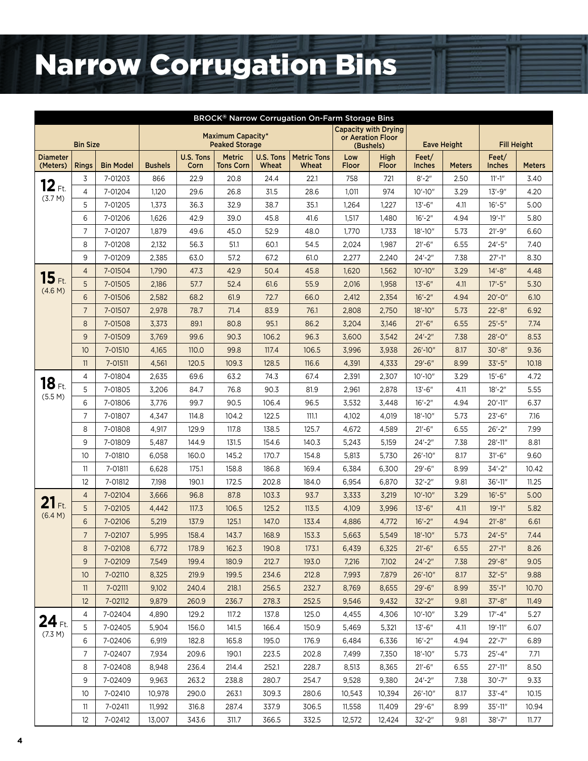# Narrow Corrugation Bins

| BROCK® Narrow Corrugation On-Farm Storage Bins | | | | | | | | | | | | | | |
|---|---|---|---|---|---|---|---|---|---|---|---|---|---|---|
| Bin Size | | | Maximum Capacity* Peaked Storage | | | | | Capacity with Drying or Aeration Floor (Bushels) | | Eave Height | | Fill Height | |
| Diameter (Meters) | Rings | Bin Model | Bushels | U.S. Tons Corn | Metric Tons Corn | U.S. Tons Wheat | Metric Tons Wheat | Low Floor | High Floor | Feet/ Inches | Meters | Feet/ Inches | Meters |
| **12** Ft. (3.7 M) | 3 | 7-01203 | 866 | 22.9 | 20.8 | 24.4 | 22.1 | 758 | 721 | 8'-2" | 2.50 | 11'-1" | 3.40 |
| | 4 | 7-01204 | 1,120 | 29.6 | 26.8 | 31.5 | 28.6 | 1,011 | 974 | 10'-10" | 3.29 | 13'-9" | 4.20 |
| | 5 | 7-01205 | 1,373 | 36.3 | 32.9 | 38.7 | 35.1 | 1,264 | 1,227 | 13'-6" | 4.11 | 16'-5" | 5.00 |
| | 6 | 7-01206 | 1,626 | 42.9 | 39.0 | 45.8 | 41.6 | 1,517 | 1,480 | 16'-2" | 4.94 | 19'-1" | 5.80 |
| | 7 | 7-01207 | 1,879 | 49.6 | 45.0 | 52.9 | 48.0 | 1,770 | 1,733 | 18'-10" | 5.73 | 21'-9" | 6.60 |
| | 8 | 7-01208 | 2,132 | 56.3 | 51.1 | 60.1 | 54.5 | 2,024 | 1,987 | 21'-6" | 6.55 | 24'-5" | 7.40 |
| | 9 | 7-01209 | 2,385 | 63.0 | 57.2 | 67.2 | 61.0 | 2,277 | 2,240 | 24'-2" | 7.38 | 27'-1" | 8.30 |
| **15** Ft. (4.6 M) | 4 | 7-01504 | 1,790 | 47.3 | 42.9 | 50.4 | 45.8 | 1,620 | 1,562 | 10'-10" | 3.29 | 14'-8" | 4.48 |
| | 5 | 7-01505 | 2,186 | 57.7 | 52.4 | 61.6 | 55.9 | 2,016 | 1,958 | 13'-6" | 4.11 | 17'-5" | 5.30 |
| | 6 | 7-01506 | 2,582 | 68.2 | 61.9 | 72.7 | 66.0 | 2,412 | 2,354 | 16'-2" | 4.94 | 20'-0" | 6.10 |
| | 7 | 7-01507 | 2,978 | 78.7 | 71.4 | 83.9 | 76.1 | 2,808 | 2,750 | 18'-10" | 5.73 | 22'-8" | 6.92 |
| | 8 | 7-01508 | 3,373 | 89.1 | 80.8 | 95.1 | 86.2 | 3,204 | 3,146 | 21'-6" | 6.55 | 25'-5" | 7.74 |
| | 9 | 7-01509 | 3,769 | 99.6 | 90.3 | 106.2 | 96.3 | 3,600 | 3,542 | 24'-2" | 7.38 | 28'-0" | 8.53 |
| | 10 | 7-01510 | 4,165 | 110.0 | 99.8 | 117.4 | 106.5 | 3,996 | 3,938 | 26'-10" | 8.17 | 30'-8" | 9.36 |
| | 11 | 7-01511 | 4,561 | 120.5 | 109.3 | 128.5 | 116.6 | 4,391 | 4,333 | 29'-6" | 8.99 | 33'-5" | 10.18 |
| **18** Ft. (5.5 M) | 4 | 7-01804 | 2,635 | 69.6 | 63.2 | 74.3 | 67.4 | 2,391 | 2,307 | 10'-10" | 3.29 | 15'-6" | 4.72 |
| | 5 | 7-01805 | 3,206 | 84.7 | 76.8 | 90.3 | 81.9 | 2,961 | 2,878 | 13'-6" | 4.11 | 18'-2" | 5.55 |
| | 6 | 7-01806 | 3,776 | 99.7 | 90.5 | 106.4 | 96.5 | 3,532 | 3,448 | 16'-2" | 4.94 | 20'-11" | 6.37 |
| | 7 | 7-01807 | 4,347 | 114.8 | 104.2 | 122.5 | 111.1 | 4,102 | 4,019 | 18'-10" | 5.73 | 23'-6" | 7.16 |
| | 8 | 7-01808 | 4,917 | 129.9 | 117.8 | 138.5 | 125.7 | 4,672 | 4,589 | 21'-6" | 6.55 | 26'-2" | 7.99 |
| | 9 | 7-01809 | 5,487 | 144.9 | 131.5 | 154.6 | 140.3 | 5,243 | 5,159 | 24'-2" | 7.38 | 28'-11" | 8.81 |
| | 10 | 7-01810 | 6,058 | 160.0 | 145.2 | 170.7 | 154.8 | 5,813 | 5,730 | 26'-10" | 8.17 | 31'-6" | 9.60 |
| | 11 | 7-01811 | 6,628 | 175.1 | 158.8 | 186.8 | 169.4 | 6,384 | 6,300 | 29'-6" | 8.99 | 34'-2" | 10.42 |
| | 12 | 7-01812 | 7,198 | 190.1 | 172.5 | 202.8 | 184.0 | 6,954 | 6,870 | 32'-2" | 9.81 | 36'-11" | 11.25 |
| **21** Ft. (6.4 M) | 4 | 7-02104 | 3,666 | 96.8 | 87.8 | 103.3 | 93.7 | 3,333 | 3,219 | 10'-10" | 3.29 | 16'-5" | 5.00 |
| | 5 | 7-02105 | 4,442 | 117.3 | 106.5 | 125.2 | 113.5 | 4,109 | 3,996 | 13'-6" | 4.11 | 19'-1" | 5.82 |
| | 6 | 7-02106 | 5,219 | 137.9 | 125.1 | 147.0 | 133.4 | 4,886 | 4,772 | 16'-2" | 4.94 | 21'-8" | 6.61 |
| | 7 | 7-02107 | 5,995 | 158.4 | 143.7 | 168.9 | 153.3 | 5,663 | 5,549 | 18'-10" | 5.73 | 24'-5" | 7.44 |
| | 8 | 7-02108 | 6,772 | 178.9 | 162.3 | 190.8 | 173.1 | 6,439 | 6,325 | 21'-6" | 6.55 | 27'-1" | 8.26 |
| | 9 | 7-02109 | 7,549 | 199.4 | 180.9 | 212.7 | 193.0 | 7,216 | 7,102 | 24'-2" | 7.38 | 29'-8" | 9.05 |
| | 10 | 7-02110 | 8,325 | 219.9 | 199.5 | 234.6 | 212.8 | 7,993 | 7,879 | 26'-10" | 8.17 | 32'-5" | 9.88 |
| | 11 | 7-02111 | 9,102 | 240.4 | 218.1 | 256.5 | 232.7 | 8,769 | 8,655 | 29'-6" | 8.99 | 35'-1" | 10.70 |
| | 12 | 7-02112 | 9,879 | 260.9 | 236.7 | 278.3 | 252.5 | 9,546 | 9,432 | 32'-2" | 9.81 | 37'-8" | 11.49 |
| **24** Ft. (7.3 M) | 4 | 7-02404 | 4,890 | 129.2 | 117.2 | 137.8 | 125.0 | 4,455 | 4,306 | 10'-10" | 3.29 | 17'-4" | 5.27 |
| | 5 | 7-02405 | 5,904 | 156.0 | 141.5 | 166.4 | 150.9 | 5,469 | 5,321 | 13'-6" | 4.11 | 19'-11" | 6.07 |
| | 6 | 7-02406 | 6,919 | 182.8 | 165.8 | 195.0 | 176.9 | 6,484 | 6,336 | 16'-2" | 4.94 | 22'-7" | 6.89 |
| | 7 | 7-02407 | 7,934 | 209.6 | 190.1 | 223.5 | 202.8 | 7,499 | 7,350 | 18'-10" | 5.73 | 25'-4" | 7.71 |
| | 8 | 7-02408 | 8,948 | 236.4 | 214.4 | 252.1 | 228.7 | 8,513 | 8,365 | 21'-6" | 6.55 | 27'-11" | 8.50 |
| | 9 | 7-02409 | 9,963 | 263.2 | 238.8 | 280.7 | 254.7 | 9,528 | 9,380 | 24'-2" | 7.38 | 30'-7" | 9.33 |
| | 10 | 7-02410 | 10,978 | 290.0 | 263.1 | 309.3 | 280.6 | 10,543 | 10,394 | 26'-10" | 8.17 | 33'-4" | 10.15 |
| | 11 | 7-02411 | 11,992 | 316.8 | 287.4 | 337.9 | 306.5 | 11,558 | 11,409 | 29'-6" | 8.99 | 35'-11" | 10.94 |
| | 12 | 7-02412 | 13,007 | 343.6 | 311.7 | 366.5 | 332.5 | 12,572 | 12,424 | 32'-2" | 9.81 | 38'-7" | 11.77 |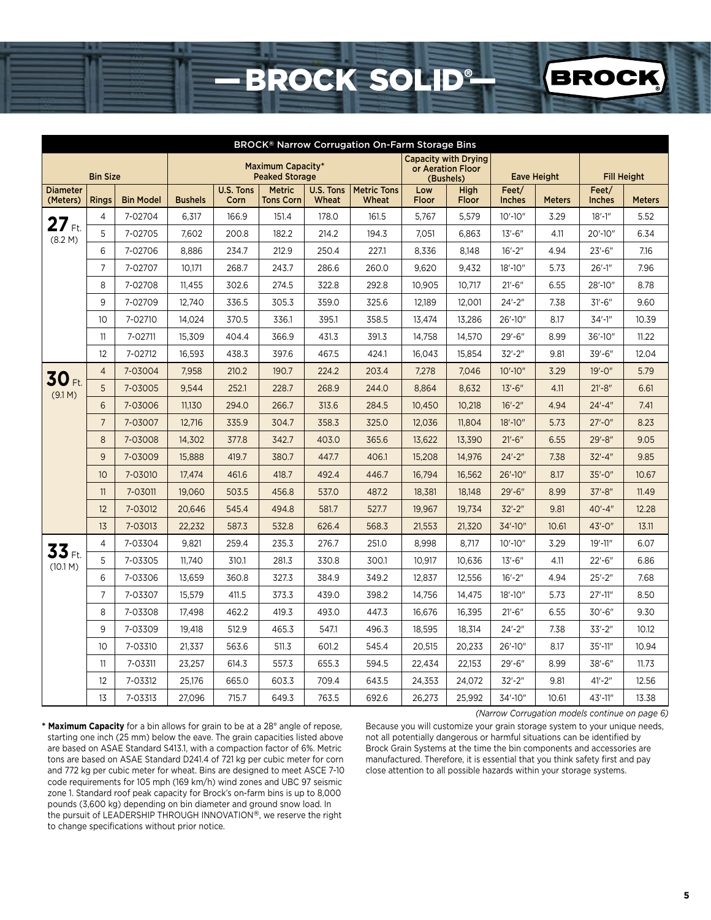# — BROCK SOLID® —

BROCK

| BROCK® Narrow Corrugation On-Farm Storage Bins | | | | | | | | | | | | | | |
|---|---|---|---|---|---|---|---|---|---|---|---|---|---|---|
| Bin Size | | | Maximum Capacity* Peaked Storage | | | | | Capacity with Drying or Aeration Floor (Bushels) | | Eave Height | | Fill Height | |
| Diameter (Meters) | Rings | Bin Model | Bushels | U.S. Tons Corn | Metric Tons Corn | U.S. Tons Wheat | Metric Tons Wheat | Low Floor | High Floor | Feet/ Inches | Meters | Feet/ Inches | Meters |
| **27** Ft. (8.2 M) | 4 | 7-02704 | 6,317 | 166.9 | 151.4 | 178.0 | 161.5 | 5,767 | 5,579 | 10'-10" | 3.29 | 18'-1" | 5.52 |
| | 5 | 7-02705 | 7,602 | 200.8 | 182.2 | 214.2 | 194.3 | 7,051 | 6,863 | 13'-6" | 4.11 | 20'-10" | 6.34 |
| | 6 | 7-02706 | 8,886 | 234.7 | 212.9 | 250.4 | 227.1 | 8,336 | 8,148 | 16'-2" | 4.94 | 23'-6" | 7.16 |
| | 7 | 7-02707 | 10,171 | 268.7 | 243.7 | 286.6 | 260.0 | 9,620 | 9,432 | 18'-10" | 5.73 | 26'-1" | 7.96 |
| | 8 | 7-02708 | 11,455 | 302.6 | 274.5 | 322.8 | 292.8 | 10,905 | 10,717 | 21'-6" | 6.55 | 28'-10" | 8.78 |
| | 9 | 7-02709 | 12,740 | 336.5 | 305.3 | 359.0 | 325.6 | 12,189 | 12,001 | 24'-2" | 7.38 | 31'-6" | 9.60 |
| | 10 | 7-02710 | 14,024 | 370.5 | 336.1 | 395.1 | 358.5 | 13,474 | 13,286 | 26'-10" | 8.17 | 34'-1" | 10.39 |
| | 11 | 7-02711 | 15,309 | 404.4 | 366.9 | 431.3 | 391.3 | 14,758 | 14,570 | 29'-6" | 8.99 | 36'-10" | 11.22 |
| | 12 | 7-02712 | 16,593 | 438.3 | 397.6 | 467.5 | 424.1 | 16,043 | 15,854 | 32'-2" | 9.81 | 39'-6" | 12.04 |
| **30** Ft. (9.1 M) | 4 | 7-03004 | 7,958 | 210.2 | 190.7 | 224.2 | 203.4 | 7,278 | 7,046 | 10'-10" | 3.29 | 19'-0" | 5.79 |
| | 5 | 7-03005 | 9,544 | 252.1 | 228.7 | 268.9 | 244.0 | 8,864 | 8,632 | 13'-6" | 4.11 | 21'-8" | 6.61 |
| | 6 | 7-03006 | 11,130 | 294.0 | 266.7 | 313.6 | 284.5 | 10,450 | 10,218 | 16'-2" | 4.94 | 24'-4" | 7.41 |
| | 7 | 7-03007 | 12,716 | 335.9 | 304.7 | 358.3 | 325.0 | 12,036 | 11,804 | 18'-10" | 5.73 | 27'-0" | 8.23 |
| | 8 | 7-03008 | 14,302 | 377.8 | 342.7 | 403.0 | 365.6 | 13,622 | 13,390 | 21'-6" | 6.55 | 29'-8" | 9.05 |
| | 9 | 7-03009 | 15,888 | 419.7 | 380.7 | 447.7 | 406.1 | 15,208 | 14,976 | 24'-2" | 7.38 | 32'-4" | 9.85 |
| | 10 | 7-03010 | 17,474 | 461.6 | 418.7 | 492.4 | 446.7 | 16,794 | 16,562 | 26'-10" | 8.17 | 35'-0" | 10.67 |
| | 11 | 7-03011 | 19,060 | 503.5 | 456.8 | 537.0 | 487.2 | 18,381 | 18,148 | 29'-6" | 8.99 | 37'-8" | 11.49 |
| | 12 | 7-03012 | 20,646 | 545.4 | 494.8 | 581.7 | 527.7 | 19,967 | 19,734 | 32'-2" | 9.81 | 40'-4" | 12.28 |
| | 13 | 7-03013 | 22,232 | 587.3 | 532.8 | 626.4 | 568.3 | 21,553 | 21,320 | 34'-10" | 10.61 | 43'-0" | 13.11 |
| **33** Ft. (10.1 M) | 4 | 7-03304 | 9,821 | 259.4 | 235.3 | 276.7 | 251.0 | 8,998 | 8,717 | 10'-10" | 3.29 | 19'-11" | 6.07 |
| | 5 | 7-03305 | 11,740 | 310.1 | 281.3 | 330.8 | 300.1 | 10,917 | 10,636 | 13'-6" | 4.11 | 22'-6" | 6.86 |
| | 6 | 7-03306 | 13,659 | 360.8 | 327.3 | 384.9 | 349.2 | 12,837 | 12,556 | 16'-2" | 4.94 | 25'-2" | 7.68 |
| | 7 | 7-03307 | 15,579 | 411.5 | 373.3 | 439.0 | 398.2 | 14,756 | 14,475 | 18'-10" | 5.73 | 27'-11" | 8.50 |
| | 8 | 7-03308 | 17,498 | 462.2 | 419.3 | 493.0 | 447.3 | 16,676 | 16,395 | 21'-6" | 6.55 | 30'-6" | 9.30 |
| | 9 | 7-03309 | 19,418 | 512.9 | 465.3 | 547.1 | 496.3 | 18,595 | 18,314 | 24'-2" | 7.38 | 33'-2" | 10.12 |
| | 10 | 7-03310 | 21,337 | 563.6 | 511.3 | 601.2 | 545.4 | 20,515 | 20,233 | 26'-10" | 8.17 | 35'-11" | 10.94 |
| | 11 | 7-03311 | 23,257 | 614.3 | 557.3 | 655.3 | 594.5 | 22,434 | 22,153 | 29'-6" | 8.99 | 38'-6" | 11.73 |
| | 12 | 7-03312 | 25,176 | 665.0 | 603.3 | 709.4 | 643.5 | 24,353 | 24,072 | 32'-2" | 9.81 | 41'-2" | 12.56 |
| | 13 | 7-03313 | 27,096 | 715.7 | 649.3 | 763.5 | 692.6 | 26,273 | 25,992 | 34'-10" | 10.61 | 43'-11" | 13.38 |

*(Narrow Corrugation models continue on page 6)*

\* **Maximum Capacity** for a bin allows for grain to be at a 28° angle of repose, starting one inch (25 mm) below the eave. The grain capacities listed above are based on ASAE Standard S413.1, with a compaction factor of 6%. Metric tons are based on ASAE Standard D241.4 of 721 kg per cubic meter for corn and 772 kg per cubic meter for wheat. Bins are designed to meet ASCE 7-10 code requirements for 105 mph (169 km/h) wind zones and UBC 97 seismic zone 1. Standard roof peak capacity for Brock's on-farm bins is up to 8,000 pounds (3,600 kg) depending on bin diameter and ground snow load. In the pursuit of LEADERSHIP THROUGH INNOVATION®, we reserve the right to change specifications without prior notice.

Because you will customize your grain storage system to your unique needs, not all potentially dangerous or harmful situations can be identified by Brock Grain Systems at the time the bin components and accessories are manufactured. Therefore, it is essential that you think safety first and pay close attention to all possible hazards within your storage systems.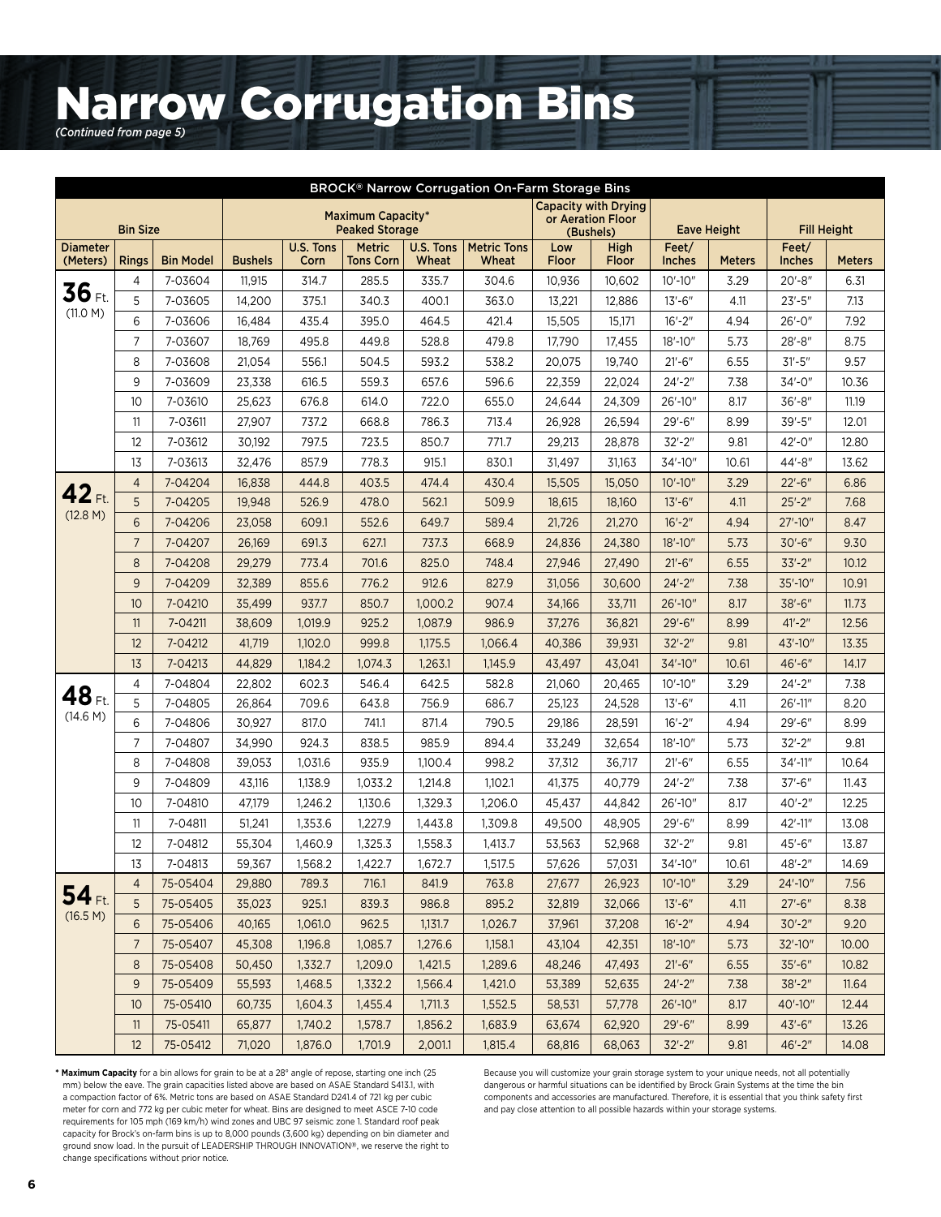# Narrow Corrugation Bins

*(Continued from page 5)*

| BROCK® Narrow Corrugation On-Farm Storage Bins | | | | | | | | | | | | | | |
|---|---|---|---|---|---|---|---|---|---|---|---|---|---|---|
| Bin Size | | | Maximum Capacity* Peaked Storage | | | | | Capacity with Drying or Aeration Floor (Bushels) | | Eave Height | | Fill Height | | |
| Diameter (Meters) | Rings | Bin Model | Bushels | U.S. Tons Corn | Metric Tons Corn | U.S. Tons Wheat | Metric Tons Wheat | Low Floor | High Floor | Feet/ Inches | Meters | Feet/ Inches | Meters |
| **36** Ft. (11.0 M) | 4 | 7-03604 | 11,915 | 314.7 | 285.5 | 335.7 | 304.6 | 10,936 | 10,602 | 10'-10" | 3.29 | 20'-8" | 6.31 |
| | 5 | 7-03605 | 14,200 | 375.1 | 340.3 | 400.1 | 363.0 | 13,221 | 12,886 | 13'-6" | 4.11 | 23'-5" | 7.13 |
| | 6 | 7-03606 | 16,484 | 435.4 | 395.0 | 464.5 | 421.4 | 15,505 | 15,171 | 16'-2" | 4.94 | 26'-0" | 7.92 |
| | 7 | 7-03607 | 18,769 | 495.8 | 449.8 | 528.8 | 479.8 | 17,790 | 17,455 | 18'-10" | 5.73 | 28'-8" | 8.75 |
| | 8 | 7-03608 | 21,054 | 556.1 | 504.5 | 593.2 | 538.2 | 20,075 | 19,740 | 21'-6" | 6.55 | 31'-5" | 9.57 |
| | 9 | 7-03609 | 23,338 | 616.5 | 559.3 | 657.6 | 596.6 | 22,359 | 22,024 | 24'-2" | 7.38 | 34'-0" | 10.36 |
| | 10 | 7-03610 | 25,623 | 676.8 | 614.0 | 722.0 | 655.0 | 24,644 | 24,309 | 26'-10" | 8.17 | 36'-8" | 11.19 |
| | 11 | 7-03611 | 27,907 | 737.2 | 668.8 | 786.3 | 713.4 | 26,928 | 26,594 | 29'-6" | 8.99 | 39'-5" | 12.01 |
| | 12 | 7-03612 | 30,192 | 797.5 | 723.5 | 850.7 | 771.7 | 29,213 | 28,878 | 32'-2" | 9.81 | 42'-0" | 12.80 |
| | 13 | 7-03613 | 32,476 | 857.9 | 778.3 | 915.1 | 830.1 | 31,497 | 31,163 | 34'-10" | 10.61 | 44'-8" | 13.62 |
| **42** Ft. (12.8 M) | 4 | 7-04204 | 16,838 | 444.8 | 403.5 | 474.4 | 430.4 | 15,505 | 15,050 | 10'-10" | 3.29 | 22'-6" | 6.86 |
| | 5 | 7-04205 | 19,948 | 526.9 | 478.0 | 562.1 | 509.9 | 18,615 | 18,160 | 13'-6" | 4.11 | 25'-2" | 7.68 |
| | 6 | 7-04206 | 23,058 | 609.1 | 552.6 | 649.7 | 589.4 | 21,726 | 21,270 | 16'-2" | 4.94 | 27'-10" | 8.47 |
| | 7 | 7-04207 | 26,169 | 691.3 | 627.1 | 737.3 | 668.9 | 24,836 | 24,380 | 18'-10" | 5.73 | 30'-6" | 9.30 |
| | 8 | 7-04208 | 29,279 | 773.4 | 701.6 | 825.0 | 748.4 | 27,946 | 27,490 | 21'-6" | 6.55 | 33'-2" | 10.12 |
| | 9 | 7-04209 | 32,389 | 855.6 | 776.2 | 912.6 | 827.9 | 31,056 | 30,600 | 24'-2" | 7.38 | 35'-10" | 10.91 |
| | 10 | 7-04210 | 35,499 | 937.7 | 850.7 | 1,000.2 | 907.4 | 34,166 | 33,711 | 26'-10" | 8.17 | 38'-6" | 11.73 |
| | 11 | 7-04211 | 38,609 | 1,019.9 | 925.2 | 1,087.9 | 986.9 | 37,276 | 36,821 | 29'-6" | 8.99 | 41'-2" | 12.56 |
| | 12 | 7-04212 | 41,719 | 1,102.0 | 999.8 | 1,175.5 | 1,066.4 | 40,386 | 39,931 | 32'-2" | 9.81 | 43'-10" | 13.35 |
| | 13 | 7-04213 | 44,829 | 1,184.2 | 1,074.3 | 1,263.1 | 1,145.9 | 43,497 | 43,041 | 34'-10" | 10.61 | 46'-6" | 14.17 |
| **48** Ft. (14.6 M) | 4 | 7-04804 | 22,802 | 602.3 | 546.4 | 642.5 | 582.8 | 21,060 | 20,465 | 10'-10" | 3.29 | 24'-2" | 7.38 |
| | 5 | 7-04805 | 26,864 | 709.6 | 643.8 | 756.9 | 686.7 | 25,123 | 24,528 | 13'-6" | 4.11 | 26'-11" | 8.20 |
| | 6 | 7-04806 | 30,927 | 817.0 | 741.1 | 871.4 | 790.5 | 29,186 | 28,591 | 16'-2" | 4.94 | 29'-6" | 8.99 |
| | 7 | 7-04807 | 34,990 | 924.3 | 838.5 | 985.9 | 894.4 | 33,249 | 32,654 | 18'-10" | 5.73 | 32'-2" | 9.81 |
| | 8 | 7-04808 | 39,053 | 1,031.6 | 935.9 | 1,100.4 | 998.2 | 37,312 | 36,717 | 21'-6" | 6.55 | 34'-11" | 10.64 |
| | 9 | 7-04809 | 43,116 | 1,138.9 | 1,033.2 | 1,214.8 | 1,102.1 | 41,375 | 40,779 | 24'-2" | 7.38 | 37'-6" | 11.43 |
| | 10 | 7-04810 | 47,179 | 1,246.2 | 1,130.6 | 1,329.3 | 1,206.0 | 45,437 | 44,842 | 26'-10" | 8.17 | 40'-2" | 12.25 |
| | 11 | 7-04811 | 51,241 | 1,353.6 | 1,227.9 | 1,443.8 | 1,309.8 | 49,500 | 48,905 | 29'-6" | 8.99 | 42'-11" | 13.08 |
| | 12 | 7-04812 | 55,304 | 1,460.9 | 1,325.3 | 1,558.3 | 1,413.7 | 53,563 | 52,968 | 32'-2" | 9.81 | 45'-6" | 13.87 |
| | 13 | 7-04813 | 59,367 | 1,568.2 | 1,422.7 | 1,672.7 | 1,517.5 | 57,626 | 57,031 | 34'-10" | 10.61 | 48'-2" | 14.69 |
| **54** Ft. (16.5 M) | 4 | 75-05404 | 29,880 | 789.3 | 716.1 | 841.9 | 763.8 | 27,677 | 26,923 | 10'-10" | 3.29 | 24'-10" | 7.56 |
| | 5 | 75-05405 | 35,023 | 925.1 | 839.3 | 986.8 | 895.2 | 32,819 | 32,066 | 13'-6" | 4.11 | 27'-6" | 8.38 |
| | 6 | 75-05406 | 40,165 | 1,061.0 | 962.5 | 1,131.7 | 1,026.7 | 37,961 | 37,208 | 16'-2" | 4.94 | 30'-2" | 9.20 |
| | 7 | 75-05407 | 45,308 | 1,196.8 | 1,085.7 | 1,276.6 | 1,158.1 | 43,104 | 42,351 | 18'-10" | 5.73 | 32'-10" | 10.00 |
| | 8 | 75-05408 | 50,450 | 1,332.7 | 1,209.0 | 1,421.5 | 1,289.6 | 48,246 | 47,493 | 21'-6" | 6.55 | 35'-6" | 10.82 |
| | 9 | 75-05409 | 55,593 | 1,468.5 | 1,332.2 | 1,566.4 | 1,421.0 | 53,389 | 52,635 | 24'-2" | 7.38 | 38'-2" | 11.64 |
| | 10 | 75-05410 | 60,735 | 1,604.3 | 1,455.4 | 1,711.3 | 1,552.5 | 58,531 | 57,778 | 26'-10" | 8.17 | 40'-10" | 12.44 |
| | 11 | 75-05411 | 65,877 | 1,740.2 | 1,578.7 | 1,856.2 | 1,683.9 | 63,674 | 62,920 | 29'-6" | 8.99 | 43'-6" | 13.26 |
| | 12 | 75-05412 | 71,020 | 1,876.0 | 1,701.9 | 2,001.1 | 1,815.4 | 68,816 | 68,063 | 32'-2" | 9.81 | 46'-2" | 14.08 |

\* **Maximum Capacity** for a bin allows for grain to be at a 28° angle of repose, starting one inch (25 mm) below the eave. The grain capacities listed above are based on ASAE Standard S413.1, with a compaction factor of 6%. Metric tons are based on ASAE Standard D241.4 of 721 kg per cubic meter for corn and 772 kg per cubic meter for wheat. Bins are designed to meet ASCE 7-10 code requirements for 105 mph (169 km/h) wind zones and UBC 97 seismic zone 1. Standard roof peak capacity for Brock's on-farm bins is up to 8,000 pounds (3,600 kg) depending on bin diameter and ground snow load. In the pursuit of LEADERSHIP THROUGH INNOVATION®, we reserve the right to change specifications without prior notice.

Because you will customize your grain storage system to your unique needs, not all potentially dangerous or harmful situations can be identified by Brock Grain Systems at the time the bin components and accessories are manufactured. Therefore, it is essential that you think safety first and pay close attention to all possible hazards within your storage systems.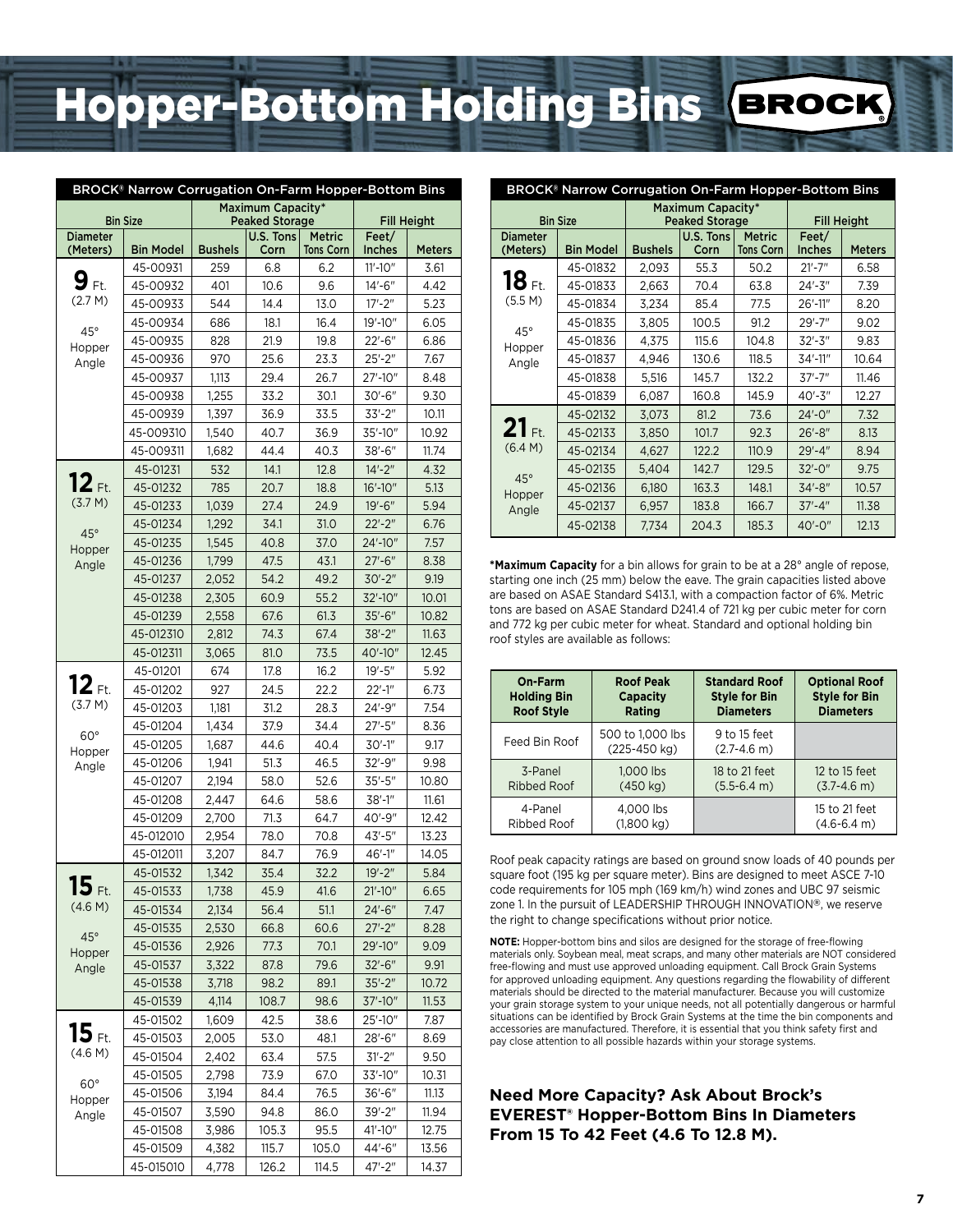# Hopper-Bottom Holding Bins

BROCK

| BROCK® Narrow Corrugation On-Farm Hopper-Bottom Bins | | | | | | |
|---|---|---|---|---|---|---|
| Bin Size | | Maximum Capacity* Peaked Storage | | | Fill Height | |
| Diameter (Meters) | Bin Model | Bushels | U.S. Tons Corn | Metric Tons Corn | Feet/ Inches | Meters |
| **9** Ft. (2.7 M) 45° Hopper Angle | 45-00931 | 259 | 6.8 | 6.2 | 11'-10" | 3.61 |
| | 45-00932 | 401 | 10.6 | 9.6 | 14'-6" | 4.42 |
| | 45-00933 | 544 | 14.4 | 13.0 | 17'-2" | 5.23 |
| | 45-00934 | 686 | 18.1 | 16.4 | 19'-10" | 6.05 |
| | 45-00935 | 828 | 21.9 | 19.8 | 22'-6" | 6.86 |
| | 45-00936 | 970 | 25.6 | 23.3 | 25'-2" | 7.67 |
| | 45-00937 | 1,113 | 29.4 | 26.7 | 27'-10" | 8.48 |
| | 45-00938 | 1,255 | 33.2 | 30.1 | 30'-6" | 9.30 |
| | 45-00939 | 1,397 | 36.9 | 33.5 | 33'-2" | 10.11 |
| | 45-009310 | 1,540 | 40.7 | 36.9 | 35'-10" | 10.92 |
| | 45-009311 | 1,682 | 44.4 | 40.3 | 38'-6" | 11.74 |
| **12** Ft. (3.7 M) 45° Hopper Angle | 45-01231 | 532 | 14.1 | 12.8 | 14'-2" | 4.32 |
| | 45-01232 | 785 | 20.7 | 18.8 | 16'-10" | 5.13 |
| | 45-01233 | 1,039 | 27.4 | 24.9 | 19'-6" | 5.94 |
| | 45-01234 | 1,292 | 34.1 | 31.0 | 22'-2" | 6.76 |
| | 45-01235 | 1,545 | 40.8 | 37.0 | 24'-10" | 7.57 |
| | 45-01236 | 1,799 | 47.5 | 43.1 | 27'-6" | 8.38 |
| | 45-01237 | 2,052 | 54.2 | 49.2 | 30'-2" | 9.19 |
| | 45-01238 | 2,305 | 60.9 | 55.2 | 32'-10" | 10.01 |
| | 45-01239 | 2,558 | 67.6 | 61.3 | 35'-6" | 10.82 |
| | 45-012310 | 2,812 | 74.3 | 67.4 | 38'-2" | 11.63 |
| | 45-012311 | 3,065 | 81.0 | 73.5 | 40'-10" | 12.45 |
| **12** Ft. (3.7 M) 60° Hopper Angle | 45-01201 | 674 | 17.8 | 16.2 | 19'-5" | 5.92 |
| | 45-01202 | 927 | 24.5 | 22.2 | 22'-1" | 6.73 |
| | 45-01203 | 1,181 | 31.2 | 28.3 | 24'-9" | 7.54 |
| | 45-01204 | 1,434 | 37.9 | 34.4 | 27'-5" | 8.36 |
| | 45-01205 | 1,687 | 44.6 | 40.4 | 30'-1" | 9.17 |
| | 45-01206 | 1,941 | 51.3 | 46.5 | 32'-9" | 9.98 |
| | 45-01207 | 2,194 | 58.0 | 52.6 | 35'-5" | 10.80 |
| | 45-01208 | 2,447 | 64.6 | 58.6 | 38'-1" | 11.61 |
| | 45-01209 | 2,700 | 71.3 | 64.7 | 40'-9" | 12.42 |
| | 45-012010 | 2,954 | 78.0 | 70.8 | 43'-5" | 13.23 |
| | 45-012011 | 3,207 | 84.7 | 76.9 | 46'-1" | 14.05 |
| **15** Ft. (4.6 M) 45° Hopper Angle | 45-01532 | 1,342 | 35.4 | 32.2 | 19'-2" | 5.84 |
| | 45-01533 | 1,738 | 45.9 | 41.6 | 21'-10" | 6.65 |
| | 45-01534 | 2,134 | 56.4 | 51.1 | 24'-6" | 7.47 |
| | 45-01535 | 2,530 | 66.8 | 60.6 | 27'-2" | 8.28 |
| | 45-01536 | 2,926 | 77.3 | 70.1 | 29'-10" | 9.09 |
| | 45-01537 | 3,322 | 87.8 | 79.6 | 32'-6" | 9.91 |
| | 45-01538 | 3,718 | 98.2 | 89.1 | 35'-2" | 10.72 |
| | 45-01539 | 4,114 | 108.7 | 98.6 | 37'-10" | 11.53 |
| **15** Ft. (4.6 M) 60° Hopper Angle | 45-01502 | 1,609 | 42.5 | 38.6 | 25'-10" | 7.87 |
| | 45-01503 | 2,005 | 53.0 | 48.1 | 28'-6" | 8.69 |
| | 45-01504 | 2,402 | 63.4 | 57.5 | 31'-2" | 9.50 |
| | 45-01505 | 2,798 | 73.9 | 67.0 | 33'-10" | 10.31 |
| | 45-01506 | 3,194 | 84.4 | 76.5 | 36'-6" | 11.13 |
| | 45-01507 | 3,590 | 94.8 | 86.0 | 39'-2" | 11.94 |
| | 45-01508 | 3,986 | 105.3 | 95.5 | 41'-10" | 12.75 |
| | 45-01509 | 4,382 | 115.7 | 105.0 | 44'-6" | 13.56 |
| | 45-015010 | 4,778 | 126.2 | 114.5 | 47'-2" | 14.37 |

| BROCK® Narrow Corrugation On-Farm Hopper-Bottom Bins | | | | | | |
|---|---|---|---|---|---|---|
| Bin Size | | Maximum Capacity* Peaked Storage | | | Fill Height | |
| Diameter (Meters) | Bin Model | Bushels | U.S. Tons Corn | Metric Tons Corn | Feet/ Inches | Meters |
| **18** Ft. (5.5 M) 45° Hopper Angle | 45-01832 | 2,093 | 55.3 | 50.2 | 21'-7" | 6.58 |
| | 45-01833 | 2,663 | 70.4 | 63.8 | 24'-3" | 7.39 |
| | 45-01834 | 3,234 | 85.4 | 77.5 | 26'-11" | 8.20 |
| | 45-01835 | 3,805 | 100.5 | 91.2 | 29'-7" | 9.02 |
| | 45-01836 | 4,375 | 115.6 | 104.8 | 32'-3" | 9.83 |
| | 45-01837 | 4,946 | 130.6 | 118.5 | 34'-11" | 10.64 |
| | 45-01838 | 5,516 | 145.7 | 132.2 | 37'-7" | 11.46 |
| | 45-01839 | 6,087 | 160.8 | 145.9 | 40'-3" | 12.27 |
| **21** Ft. (6.4 M) 45° Hopper Angle | 45-02132 | 3,073 | 81.2 | 73.6 | 24'-0" | 7.32 |
| | 45-02133 | 3,850 | 101.7 | 92.3 | 26'-8" | 8.13 |
| | 45-02134 | 4,627 | 122.2 | 110.9 | 29'-4" | 8.94 |
| | 45-02135 | 5,404 | 142.7 | 129.5 | 32'-0" | 9.75 |
| | 45-02136 | 6,180 | 163.3 | 148.1 | 34'-8" | 10.57 |
| | 45-02137 | 6,957 | 183.8 | 166.7 | 37'-4" | 11.38 |
| | 45-02138 | 7,734 | 204.3 | 185.3 | 40'-0" | 12.13 |

***Maximum Capacity** for a bin allows for grain to be at a 28° angle of repose, starting one inch (25 mm) below the eave. The grain capacities listed above are based on ASAE Standard S413.1, with a compaction factor of 6%. Metric tons are based on ASAE Standard D241.4 of 721 kg per cubic meter for corn and 772 kg per cubic meter for wheat. Standard and optional holding bin roof styles are available as follows:

| On-Farm Holding Bin Roof Style | Roof Peak Capacity Rating | Standard Roof Style for Bin Diameters | Optional Roof Style for Bin Diameters |
|---|---|---|---|
| Feed Bin Roof | 500 to 1,000 lbs (225-450 kg) | 9 to 15 feet (2.7-4.6 m) | |
| 3-Panel Ribbed Roof | 1,000 lbs (450 kg) | 18 to 21 feet (5.5-6.4 m) | 12 to 15 feet (3.7-4.6 m) |
| 4-Panel Ribbed Roof | 4,000 lbs (1,800 kg) | | 15 to 21 feet (4.6-6.4 m) |

Roof peak capacity ratings are based on ground snow loads of 40 pounds per square foot (195 kg per square meter). Bins are designed to meet ASCE 7-10 code requirements for 105 mph (169 km/h) wind zones and UBC 97 seismic zone 1. In the pursuit of LEADERSHIP THROUGH INNOVATION®, we reserve the right to change specifications without prior notice.

**NOTE:** Hopper-bottom bins and silos are designed for the storage of free-flowing materials only. Soybean meal, meat scraps, and many other materials are NOT considered free-flowing and must use approved unloading equipment. Call Brock Grain Systems for approved unloading equipment. Any questions regarding the flowability of different materials should be directed to the material manufacturer. Because you will customize your grain storage system to your unique needs, not all potentially dangerous or harmful situations can be identified by Brock Grain Systems at the time the bin components and accessories are manufactured. Therefore, it is essential that you think safety first and pay close attention to all possible hazards within your storage systems.

**Need More Capacity? Ask About Brock's EVEREST® Hopper-Bottom Bins In Diameters From 15 To 42 Feet (4.6 To 12.8 M).**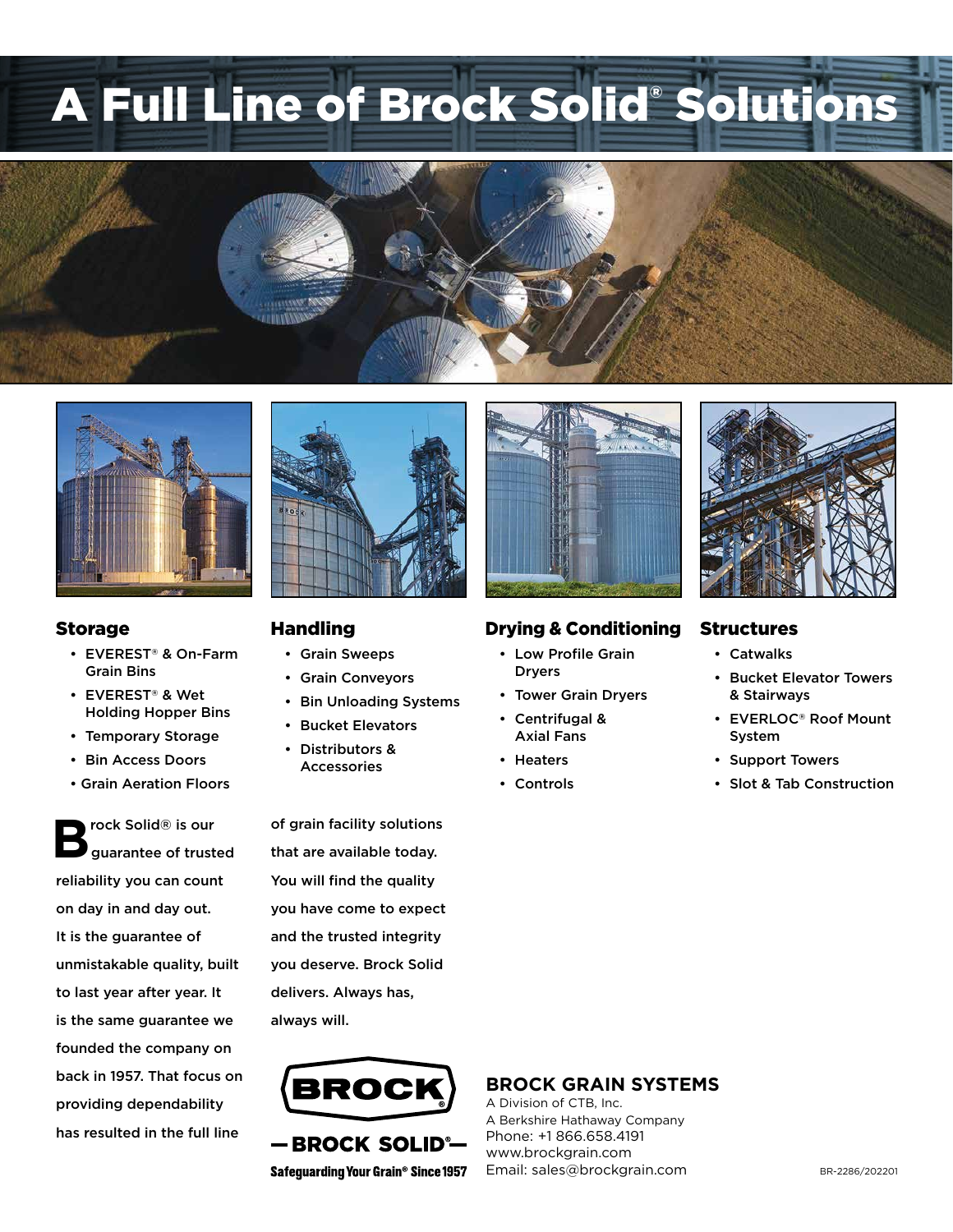# A Full Line of Brock Solid® Solutions

## Storage

- EVEREST® & On-Farm Grain Bins
- EVEREST® & Wet Holding Hopper Bins
- Temporary Storage
- Bin Access Doors
- Grain Aeration Floors

## Handling

- Grain Sweeps
- Grain Conveyors
- Bin Unloading Systems
- Bucket Elevators
- Distributors & Accessories

## Drying & Conditioning

- Low Profile Grain Dryers
- Tower Grain Dryers
- Centrifugal & Axial Fans
- Heaters
- Controls

## Structures

- Catwalks
- Bucket Elevator Towers & Stairways
- EVERLOC® Roof Mount System
- Support Towers
- Slot & Tab Construction

Brock Solid® is our guarantee of trusted reliability you can count on day in and day out. It is the guarantee of unmistakable quality, built to last year after year. It is the same guarantee we founded the company on back in 1957. That focus on providing dependability has resulted in the full line of grain facility solutions that are available today. You will find the quality you have come to expect and the trusted integrity you deserve. Brock Solid delivers. Always has, always will.

BROCK®

— BROCK SOLID® —

Safeguarding Your Grain® Since 1957

**BROCK GRAIN SYSTEMS**
A Division of CTB, Inc.
A Berkshire Hathaway Company
Phone: +1 866.658.4191
www.brockgrain.com
Email: sales@brockgrain.com

BR-2286/202201